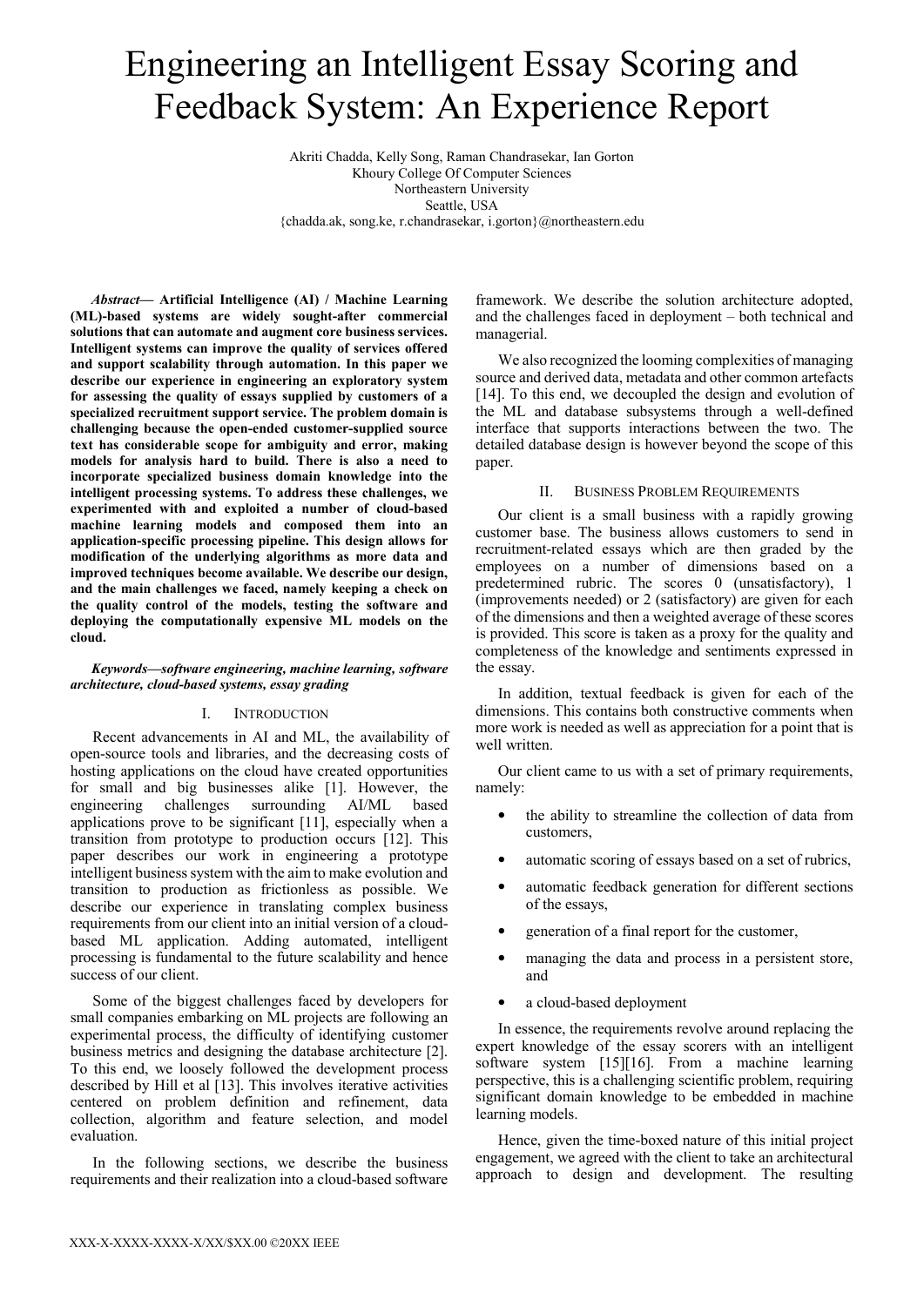# Engineering an Intelligent Essay Scoring and Feedback System: An Experience Report

Akriti Chadda, Kelly Song, Raman Chandrasekar, Ian Gorton
Khoury College Of Computer Sciences
Northeastern University
Seattle, USA
{chadda.ak, song.ke, r.chandrasekar, i.gorton}@northeastern.edu

***Abstract*— Artificial Intelligence (AI) / Machine Learning (ML)-based systems are widely sought-after commercial solutions that can automate and augment core business services. Intelligent systems can improve the quality of services offered and support scalability through automation. In this paper we describe our experience in engineering an exploratory system for assessing the quality of essays supplied by customers of a specialized recruitment support service. The problem domain is challenging because the open-ended customer-supplied source text has considerable scope for ambiguity and error, making models for analysis hard to build. There is also a need to incorporate specialized business domain knowledge into the intelligent processing systems. To address these challenges, we experimented with and exploited a number of cloud-based machine learning models and composed them into an application-specific processing pipeline. This design allows for modification of the underlying algorithms as more data and improved techniques become available. We describe our design, and the main challenges we faced, namely keeping a check on the quality control of the models, testing the software and deploying the computationally expensive ML models on the cloud.**

***Keywords—software engineering, machine learning, software architecture, cloud-based systems, essay grading***

## I. Introduction

Recent advancements in AI and ML, the availability of open-source tools and libraries, and the decreasing costs of hosting applications on the cloud have created opportunities for small and big businesses alike [1]. However, the engineering challenges surrounding AI/ML based applications prove to be significant [11], especially when a transition from prototype to production occurs [12]. This paper describes our work in engineering a prototype intelligent business system with the aim to make evolution and transition to production as frictionless as possible. We describe our experience in translating complex business requirements from our client into an initial version of a cloud-based ML application. Adding automated, intelligent processing is fundamental to the future scalability and hence success of our client.

Some of the biggest challenges faced by developers for small companies embarking on ML projects are following an experimental process, the difficulty of identifying customer business metrics and designing the database architecture [2]. To this end, we loosely followed the development process described by Hill et al [13]. This involves iterative activities centered on problem definition and refinement, data collection, algorithm and feature selection, and model evaluation.

In the following sections, we describe the business requirements and their realization into a cloud-based software framework. We describe the solution architecture adopted, and the challenges faced in deployment – both technical and managerial.

We also recognized the looming complexities of managing source and derived data, metadata and other common artefacts [14]. To this end, we decoupled the design and evolution of the ML and database subsystems through a well-defined interface that supports interactions between the two. The detailed database design is however beyond the scope of this paper.

## II. Business Problem Requirements

Our client is a small business with a rapidly growing customer base. The business allows customers to send in recruitment-related essays which are then graded by the employees on a number of dimensions based on a predetermined rubric. The scores 0 (unsatisfactory), 1 (improvements needed) or 2 (satisfactory) are given for each of the dimensions and then a weighted average of these scores is provided. This score is taken as a proxy for the quality and completeness of the knowledge and sentiments expressed in the essay.

In addition, textual feedback is given for each of the dimensions. This contains both constructive comments when more work is needed as well as appreciation for a point that is well written.

Our client came to us with a set of primary requirements, namely:

- the ability to streamline the collection of data from customers,
- automatic scoring of essays based on a set of rubrics,
- automatic feedback generation for different sections of the essays,
- generation of a final report for the customer,
- managing the data and process in a persistent store, and
- a cloud-based deployment

In essence, the requirements revolve around replacing the expert knowledge of the essay scorers with an intelligent software system [15][16]. From a machine learning perspective, this is a challenging scientific problem, requiring significant domain knowledge to be embedded in machine learning models.

Hence, given the time-boxed nature of this initial project engagement, we agreed with the client to take an architectural approach to design and development. The resulting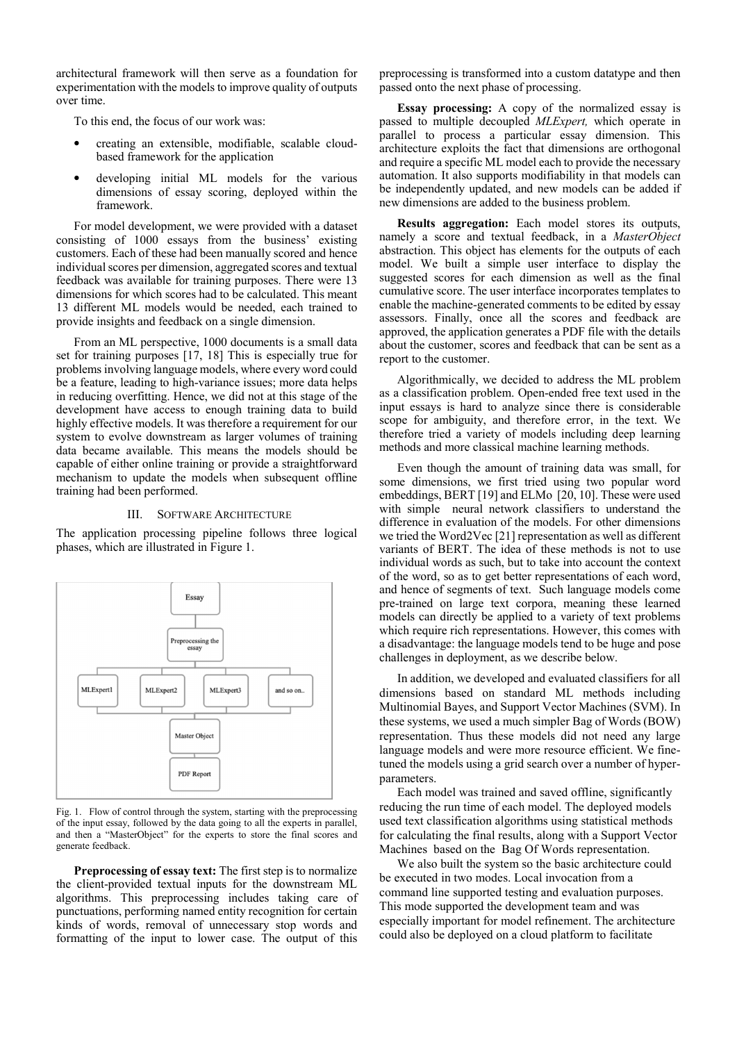architectural framework will then serve as a foundation for experimentation with the models to improve quality of outputs over time.

To this end, the focus of our work was:

- creating an extensible, modifiable, scalable cloud-based framework for the application
- developing initial ML models for the various dimensions of essay scoring, deployed within the framework.

For model development, we were provided with a dataset consisting of 1000 essays from the business' existing customers. Each of these had been manually scored and hence individual scores per dimension, aggregated scores and textual feedback was available for training purposes. There were 13 dimensions for which scores had to be calculated. This meant 13 different ML models would be needed, each trained to provide insights and feedback on a single dimension.

From an ML perspective, 1000 documents is a small data set for training purposes [17, 18] This is especially true for problems involving language models, where every word could be a feature, leading to high-variance issues; more data helps in reducing overfitting. Hence, we did not at this stage of the development have access to enough training data to build highly effective models. It was therefore a requirement for our system to evolve downstream as larger volumes of training data became available. This means the models should be capable of either online training or provide a straightforward mechanism to update the models when subsequent offline training had been performed.

## III. Software Architecture

The application processing pipeline follows three logical phases, which are illustrated in Figure 1.

Fig. 1. Flow of control through the system, starting with the preprocessing of the input essay, followed by the data going to all the experts in parallel, and then a "MasterObject" for the experts to store the final scores and generate feedback.

**Preprocessing of essay text:** The first step is to normalize the client-provided textual inputs for the downstream ML algorithms. This preprocessing includes taking care of punctuations, performing named entity recognition for certain kinds of words, removal of unnecessary stop words and formatting of the input to lower case. The output of this preprocessing is transformed into a custom datatype and then passed onto the next phase of processing.

**Essay processing:** A copy of the normalized essay is passed to multiple decoupled *MLExpert,* which operate in parallel to process a particular essay dimension. This architecture exploits the fact that dimensions are orthogonal and require a specific ML model each to provide the necessary automation. It also supports modifiability in that models can be independently updated, and new models can be added if new dimensions are added to the business problem.

**Results aggregation:** Each model stores its outputs, namely a score and textual feedback, in a *MasterObject* abstraction. This object has elements for the outputs of each model. We built a simple user interface to display the suggested scores for each dimension as well as the final cumulative score. The user interface incorporates templates to enable the machine-generated comments to be edited by essay assessors. Finally, once all the scores and feedback are approved, the application generates a PDF file with the details about the customer, scores and feedback that can be sent as a report to the customer.

Algorithmically, we decided to address the ML problem as a classification problem. Open-ended free text used in the input essays is hard to analyze since there is considerable scope for ambiguity, and therefore error, in the text. We therefore tried a variety of models including deep learning methods and more classical machine learning methods.

Even though the amount of training data was small, for some dimensions, we first tried using two popular word embeddings, BERT [19] and ELMo [20, 10]. These were used with simple neural network classifiers to understand the difference in evaluation of the models. For other dimensions we tried the Word2Vec [21] representation as well as different variants of BERT. The idea of these methods is not to use individual words as such, but to take into account the context of the word, so as to get better representations of each word, and hence of segments of text. Such language models come pre-trained on large text corpora, meaning these learned models can directly be applied to a variety of text problems which require rich representations. However, this comes with a disadvantage: the language models tend to be huge and pose challenges in deployment, as we describe below.

In addition, we developed and evaluated classifiers for all dimensions based on standard ML methods including Multinomial Bayes, and Support Vector Machines (SVM). In these systems, we used a much simpler Bag of Words (BOW) representation. Thus these models did not need any large language models and were more resource efficient. We fine-tuned the models using a grid search over a number of hyper-parameters.

Each model was trained and saved offline, significantly reducing the run time of each model. The deployed models used text classification algorithms using statistical methods for calculating the final results, along with a Support Vector Machines based on the Bag Of Words representation.

We also built the system so the basic architecture could be executed in two modes. Local invocation from a command line supported testing and evaluation purposes. This mode supported the development team and was especially important for model refinement. The architecture could also be deployed on a cloud platform to facilitate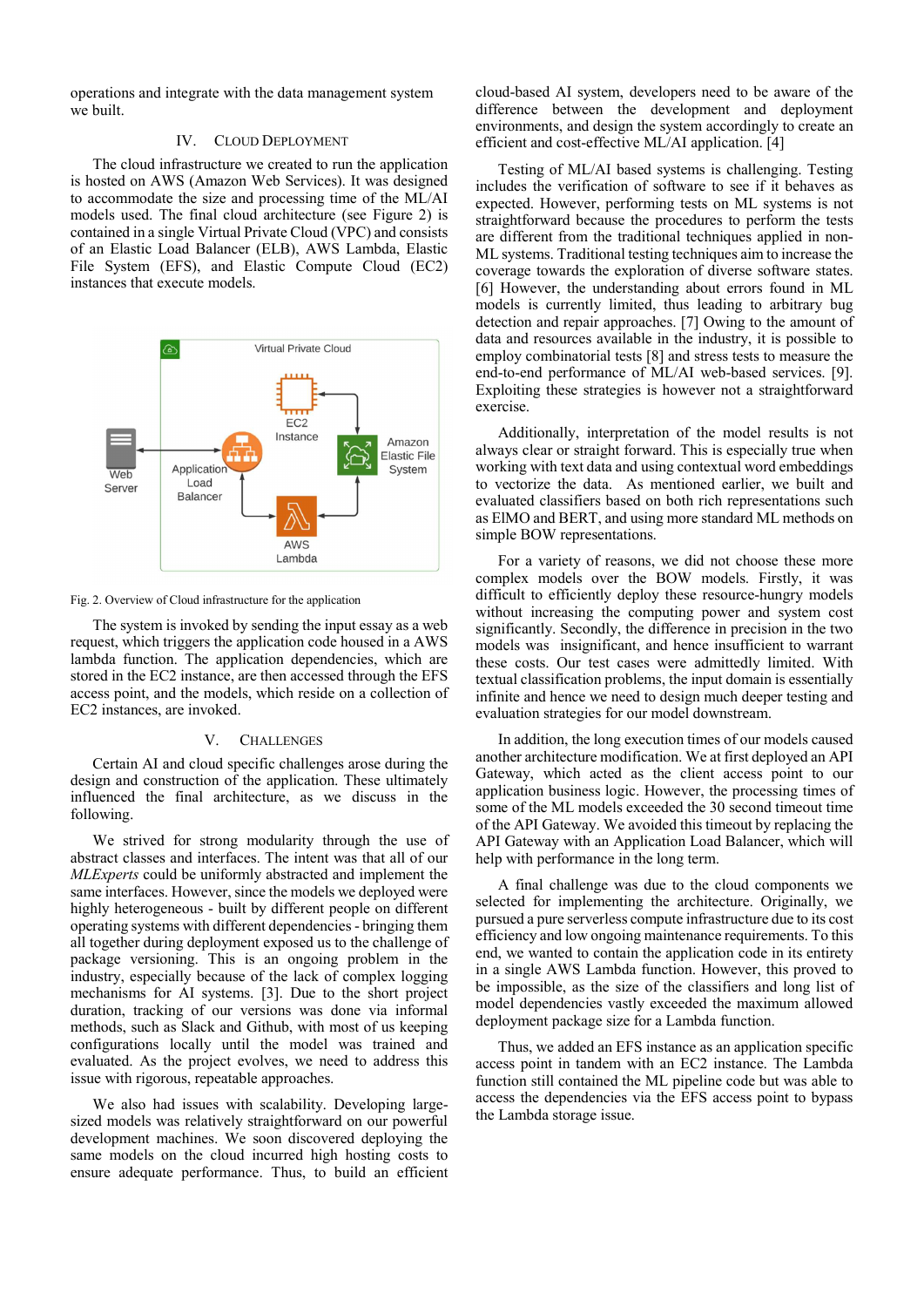operations and integrate with the data management system we built.

## IV. Cloud Deployment

The cloud infrastructure we created to run the application is hosted on AWS (Amazon Web Services). It was designed to accommodate the size and processing time of the ML/AI models used. The final cloud architecture (see Figure 2) is contained in a single Virtual Private Cloud (VPC) and consists of an Elastic Load Balancer (ELB), AWS Lambda, Elastic File System (EFS), and Elastic Compute Cloud (EC2) instances that execute models.

Fig. 2. Overview of Cloud infrastructure for the application

The system is invoked by sending the input essay as a web request, which triggers the application code housed in a AWS lambda function. The application dependencies, which are stored in the EC2 instance, are then accessed through the EFS access point, and the models, which reside on a collection of EC2 instances, are invoked.

## V. Challenges

Certain AI and cloud specific challenges arose during the design and construction of the application. These ultimately influenced the final architecture, as we discuss in the following.

We strived for strong modularity through the use of abstract classes and interfaces. The intent was that all of our *MLExperts* could be uniformly abstracted and implement the same interfaces. However, since the models we deployed were highly heterogeneous - built by different people on different operating systems with different dependencies - bringing them all together during deployment exposed us to the challenge of package versioning. This is an ongoing problem in the industry, especially because of the lack of complex logging mechanisms for AI systems. [3]. Due to the short project duration, tracking of our versions was done via informal methods, such as Slack and Github, with most of us keeping configurations locally until the model was trained and evaluated. As the project evolves, we need to address this issue with rigorous, repeatable approaches.

We also had issues with scalability. Developing large-sized models was relatively straightforward on our powerful development machines. We soon discovered deploying the same models on the cloud incurred high hosting costs to ensure adequate performance. Thus, to build an efficient cloud-based AI system, developers need to be aware of the difference between the development and deployment environments, and design the system accordingly to create an efficient and cost-effective ML/AI application. [4]

Testing of ML/AI based systems is challenging. Testing includes the verification of software to see if it behaves as expected. However, performing tests on ML systems is not straightforward because the procedures to perform the tests are different from the traditional techniques applied in non-ML systems. Traditional testing techniques aim to increase the coverage towards the exploration of diverse software states. [6] However, the understanding about errors found in ML models is currently limited, thus leading to arbitrary bug detection and repair approaches. [7] Owing to the amount of data and resources available in the industry, it is possible to employ combinatorial tests [8] and stress tests to measure the end-to-end performance of ML/AI web-based services. [9]. Exploiting these strategies is however not a straightforward exercise.

Additionally, interpretation of the model results is not always clear or straight forward. This is especially true when working with text data and using contextual word embeddings to vectorize the data. As mentioned earlier, we built and evaluated classifiers based on both rich representations such as ElMO and BERT, and using more standard ML methods on simple BOW representations.

For a variety of reasons, we did not choose these more complex models over the BOW models. Firstly, it was difficult to efficiently deploy these resource-hungry models without increasing the computing power and system cost significantly. Secondly, the difference in precision in the two models was insignificant, and hence insufficient to warrant these costs. Our test cases were admittedly limited. With textual classification problems, the input domain is essentially infinite and hence we need to design much deeper testing and evaluation strategies for our model downstream.

In addition, the long execution times of our models caused another architecture modification. We at first deployed an API Gateway, which acted as the client access point to our application business logic. However, the processing times of some of the ML models exceeded the 30 second timeout time of the API Gateway. We avoided this timeout by replacing the API Gateway with an Application Load Balancer, which will help with performance in the long term.

A final challenge was due to the cloud components we selected for implementing the architecture. Originally, we pursued a pure serverless compute infrastructure due to its cost efficiency and low ongoing maintenance requirements. To this end, we wanted to contain the application code in its entirety in a single AWS Lambda function. However, this proved to be impossible, as the size of the classifiers and long list of model dependencies vastly exceeded the maximum allowed deployment package size for a Lambda function.

Thus, we added an EFS instance as an application specific access point in tandem with an EC2 instance. The Lambda function still contained the ML pipeline code but was able to access the dependencies via the EFS access point to bypass the Lambda storage issue.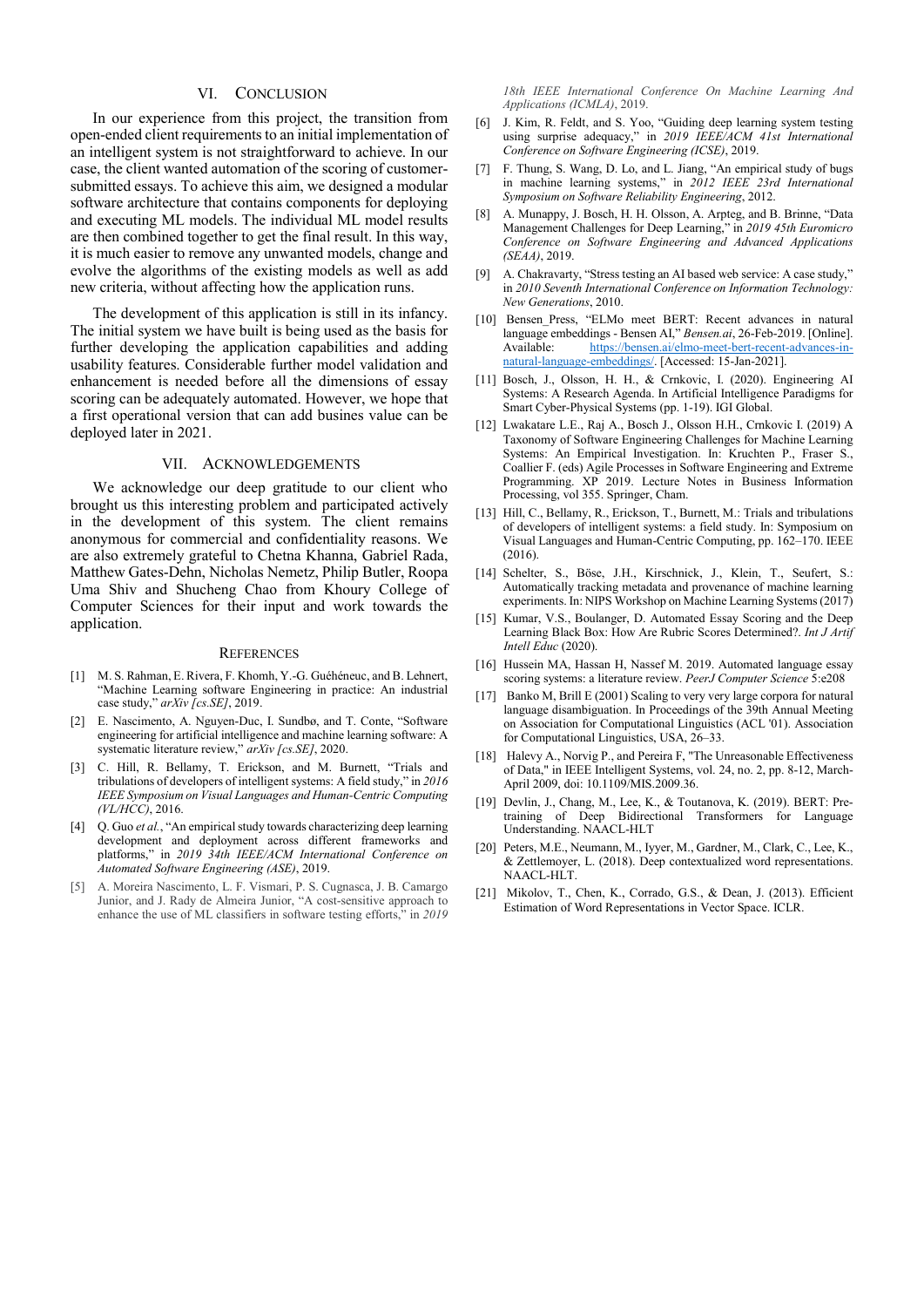## VI. Conclusion

In our experience from this project, the transition from open-ended client requirements to an initial implementation of an intelligent system is not straightforward to achieve. In our case, the client wanted automation of the scoring of customer-submitted essays. To achieve this aim, we designed a modular software architecture that contains components for deploying and executing ML models. The individual ML model results are then combined together to get the final result. In this way, it is much easier to remove any unwanted models, change and evolve the algorithms of the existing models as well as add new criteria, without affecting how the application runs.

The development of this application is still in its infancy. The initial system we have built is being used as the basis for further developing the application capabilities and adding usability features. Considerable further model validation and enhancement is needed before all the dimensions of essay scoring can be adequately automated. However, we hope that a first operational version that can add busines value can be deployed later in 2021.

## VII. Acknowledgements

We acknowledge our deep gratitude to our client who brought us this interesting problem and participated actively in the development of this system. The client remains anonymous for commercial and confidentiality reasons. We are also extremely grateful to Chetna Khanna, Gabriel Rada, Matthew Gates-Dehn, Nicholas Nemetz, Philip Butler, Roopa Uma Shiv and Shucheng Chao from Khoury College of Computer Sciences for their input and work towards the application.

## References

[1] M. S. Rahman, E. Rivera, F. Khomh, Y.-G. Guéhéneuc, and B. Lehnert, "Machine Learning software Engineering in practice: An industrial case study," *arXiv [cs.SE]*, 2019.

[2] E. Nascimento, A. Nguyen-Duc, I. Sundbø, and T. Conte, "Software engineering for artificial intelligence and machine learning software: A systematic literature review," *arXiv [cs.SE]*, 2020.

[3] C. Hill, R. Bellamy, T. Erickson, and M. Burnett, "Trials and tribulations of developers of intelligent systems: A field study," in *2016 IEEE Symposium on Visual Languages and Human-Centric Computing (VL/HCC)*, 2016.

[4] Q. Guo *et al.*, "An empirical study towards characterizing deep learning development and deployment across different frameworks and platforms," in *2019 34th IEEE/ACM International Conference on Automated Software Engineering (ASE)*, 2019.

[5] A. Moreira Nascimento, L. F. Vismari, P. S. Cugnasca, J. B. Camargo Junior, and J. Rady de Almeida Junior, "A cost-sensitive approach to enhance the use of ML classifiers in software testing efforts," in *2019 18th IEEE International Conference On Machine Learning And Applications (ICMLA)*, 2019.

[6] J. Kim, R. Feldt, and S. Yoo, "Guiding deep learning system testing using surprise adequacy," in *2019 IEEE/ACM 41st International Conference on Software Engineering (ICSE)*, 2019.

[7] F. Thung, S. Wang, D. Lo, and L. Jiang, "An empirical study of bugs in machine learning systems," in *2012 IEEE 23rd International Symposium on Software Reliability Engineering*, 2012.

[8] A. Munappy, J. Bosch, H. H. Olsson, A. Arpteg, and B. Brinne, "Data Management Challenges for Deep Learning," in *2019 45th Euromicro Conference on Software Engineering and Advanced Applications (SEAA)*, 2019.

[9] A. Chakravarty, "Stress testing an AI based web service: A case study," in *2010 Seventh International Conference on Information Technology: New Generations*, 2010.

[10] Bensen_Press, "ELMo meet BERT: Recent advances in natural language embeddings - Bensen AI," *Bensen.ai*, 26-Feb-2019. [Online]. Available: https://bensen.ai/elmo-meet-bert-recent-advances-in-natural-language-embeddings/. [Accessed: 15-Jan-2021].

[11] Bosch, J., Olsson, H. H., & Crnkovic, I. (2020). Engineering AI Systems: A Research Agenda. In Artificial Intelligence Paradigms for Smart Cyber-Physical Systems (pp. 1-19). IGI Global.

[12] Lwakatare L.E., Raj A., Bosch J., Olsson H.H., Crnkovic I. (2019) A Taxonomy of Software Engineering Challenges for Machine Learning Systems: An Empirical Investigation. In: Kruchten P., Fraser S., Coallier F. (eds) Agile Processes in Software Engineering and Extreme Programming. XP 2019. Lecture Notes in Business Information Processing, vol 355. Springer, Cham.

[13] Hill, C., Bellamy, R., Erickson, T., Burnett, M.: Trials and tribulations of developers of intelligent systems: a field study. In: Symposium on Visual Languages and Human-Centric Computing, pp. 162–170. IEEE (2016).

[14] Schelter, S., Böse, J.H., Kirschnick, J., Klein, T., Seufert, S.: Automatically tracking metadata and provenance of machine learning experiments. In: NIPS Workshop on Machine Learning Systems (2017)

[15] Kumar, V.S., Boulanger, D. Automated Essay Scoring and the Deep Learning Black Box: How Are Rubric Scores Determined?. *Int J Artif Intell Educ* (2020).

[16] Hussein MA, Hassan H, Nassef M. 2019. Automated language essay scoring systems: a literature review. *PeerJ Computer Science* 5:e208

[17] Banko M, Brill E (2001) Scaling to very very large corpora for natural language disambiguation. In Proceedings of the 39th Annual Meeting on Association for Computational Linguistics (ACL '01). Association for Computational Linguistics, USA, 26–33.

[18] Halevy A., Norvig P., and Pereira F, "The Unreasonable Effectiveness of Data," in IEEE Intelligent Systems, vol. 24, no. 2, pp. 8-12, March-April 2009, doi: 10.1109/MIS.2009.36.

[19] Devlin, J., Chang, M., Lee, K., & Toutanova, K. (2019). BERT: Pre-training of Deep Bidirectional Transformers for Language Understanding. NAACL-HLT

[20] Peters, M.E., Neumann, M., Iyyer, M., Gardner, M., Clark, C., Lee, K., & Zettlemoyer, L. (2018). Deep contextualized word representations. NAACL-HLT.

[21] Mikolov, T., Chen, K., Corrado, G.S., & Dean, J. (2013). Efficient Estimation of Word Representations in Vector Space. ICLR.